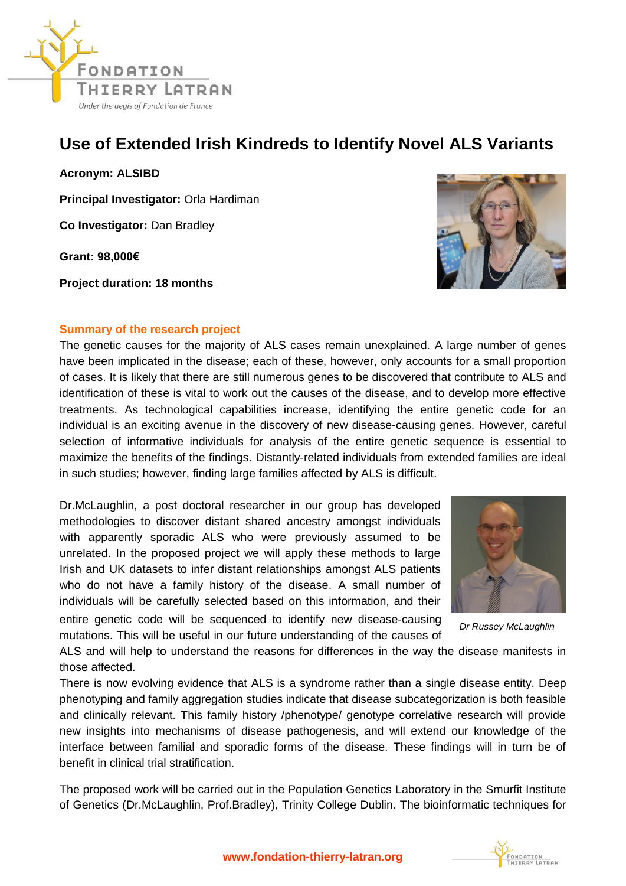# Use of Extended Irish Kindreds to Identify Novel ALS Variants

**Acronym: ALSIBD**

**Principal Investigator:** Orla Hardiman

**Co Investigator:** Dan Bradley

**Grant: 98,000€**

**Project duration: 18 months**

## Summary of the research project

The genetic causes for the majority of ALS cases remain unexplained. A large number of genes have been implicated in the disease; each of these, however, only accounts for a small proportion of cases. It is likely that there are still numerous genes to be discovered that contribute to ALS and identification of these is vital to work out the causes of the disease, and to develop more effective treatments. As technological capabilities increase, identifying the entire genetic code for an individual is an exciting avenue in the discovery of new disease-causing genes. However, careful selection of informative individuals for analysis of the entire genetic sequence is essential to maximize the benefits of the findings. Distantly-related individuals from extended families are ideal in such studies; however, finding large families affected by ALS is difficult.

Dr.McLaughlin, a post doctoral researcher in our group has developed methodologies to discover distant shared ancestry amongst individuals with apparently sporadic ALS who were previously assumed to be unrelated. In the proposed project we will apply these methods to large Irish and UK datasets to infer distant relationships amongst ALS patients who do not have a family history of the disease. A small number of individuals will be carefully selected based on this information, and their entire genetic code will be sequenced to identify new disease-causing mutations. This will be useful in our future understanding of the causes of ALS and will help to understand the reasons for differences in the way the disease manifests in those affected.

*Dr Russey McLaughlin*

There is now evolving evidence that ALS is a syndrome rather than a single disease entity. Deep phenotyping and family aggregation studies indicate that disease subcategorization is both feasible and clinically relevant. This family history /phenotype/ genotype correlative research will provide new insights into mechanisms of disease pathogenesis, and will extend our knowledge of the interface between familial and sporadic forms of the disease. These findings will in turn be of benefit in clinical trial stratification.

The proposed work will be carried out in the Population Genetics Laboratory in the Smurfit Institute of Genetics (Dr.McLaughlin, Prof.Bradley), Trinity College Dublin. The bioinformatic techniques for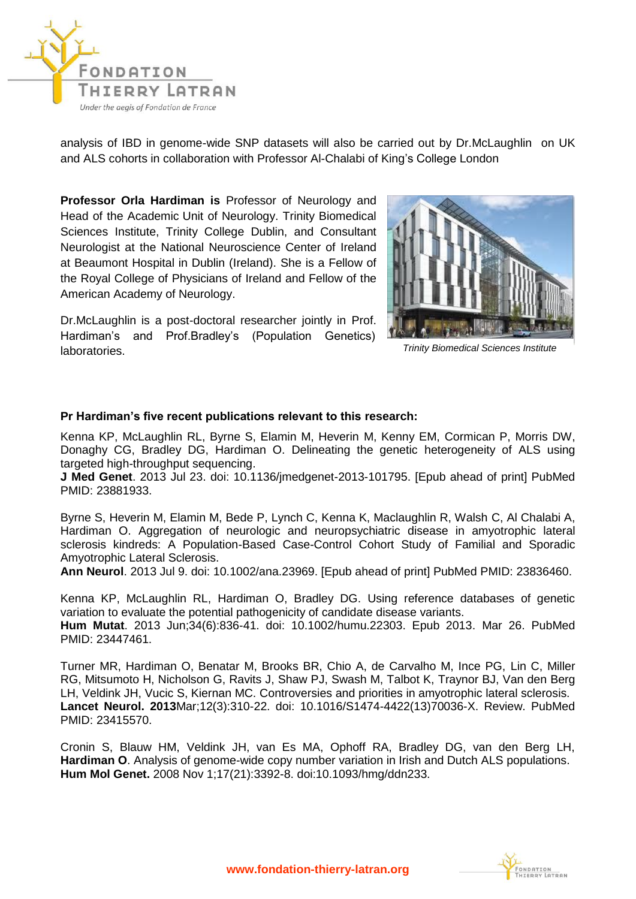analysis of IBD in genome-wide SNP datasets will also be carried out by Dr.McLaughlin on UK and ALS cohorts in collaboration with Professor Al-Chalabi of King's College London

**Professor Orla Hardiman is** Professor of Neurology and Head of the Academic Unit of Neurology. Trinity Biomedical Sciences Institute, Trinity College Dublin, and Consultant Neurologist at the National Neuroscience Center of Ireland at Beaumont Hospital in Dublin (Ireland). She is a Fellow of the Royal College of Physicians of Ireland and Fellow of the American Academy of Neurology.

Dr.McLaughlin is a post-doctoral researcher jointly in Prof. Hardiman's and Prof.Bradley's (Population Genetics) laboratories.

*Trinity Biomedical Sciences Institute*

**Pr Hardiman's five recent publications relevant to this research:**

Kenna KP, McLaughlin RL, Byrne S, Elamin M, Heverin M, Kenny EM, Cormican P, Morris DW, Donaghy CG, Bradley DG, Hardiman O. Delineating the genetic heterogeneity of ALS using targeted high-throughput sequencing.
**J Med Genet**. 2013 Jul 23. doi: 10.1136/jmedgenet-2013-101795. [Epub ahead of print] PubMed PMID: 23881933.

Byrne S, Heverin M, Elamin M, Bede P, Lynch C, Kenna K, Maclaughlin R, Walsh C, Al Chalabi A, Hardiman O. Aggregation of neurologic and neuropsychiatric disease in amyotrophic lateral sclerosis kindreds: A Population-Based Case-Control Cohort Study of Familial and Sporadic Amyotrophic Lateral Sclerosis.
**Ann Neurol**. 2013 Jul 9. doi: 10.1002/ana.23969. [Epub ahead of print] PubMed PMID: 23836460.

Kenna KP, McLaughlin RL, Hardiman O, Bradley DG. Using reference databases of genetic variation to evaluate the potential pathogenicity of candidate disease variants.
**Hum Mutat**. 2013 Jun;34(6):836-41. doi: 10.1002/humu.22303. Epub 2013. Mar 26. PubMed PMID: 23447461.

Turner MR, Hardiman O, Benatar M, Brooks BR, Chio A, de Carvalho M, Ince PG, Lin C, Miller RG, Mitsumoto H, Nicholson G, Ravits J, Shaw PJ, Swash M, Talbot K, Traynor BJ, Van den Berg LH, Veldink JH, Vucic S, Kiernan MC. Controversies and priorities in amyotrophic lateral sclerosis.
**Lancet Neurol. 2013**Mar;12(3):310-22. doi: 10.1016/S1474-4422(13)70036-X. Review. PubMed PMID: 23415570.

Cronin S, Blauw HM, Veldink JH, van Es MA, Ophoff RA, Bradley DG, van den Berg LH, **Hardiman O**. Analysis of genome-wide copy number variation in Irish and Dutch ALS populations.
**Hum Mol Genet.** 2008 Nov 1;17(21):3392-8. doi:10.1093/hmg/ddn233.